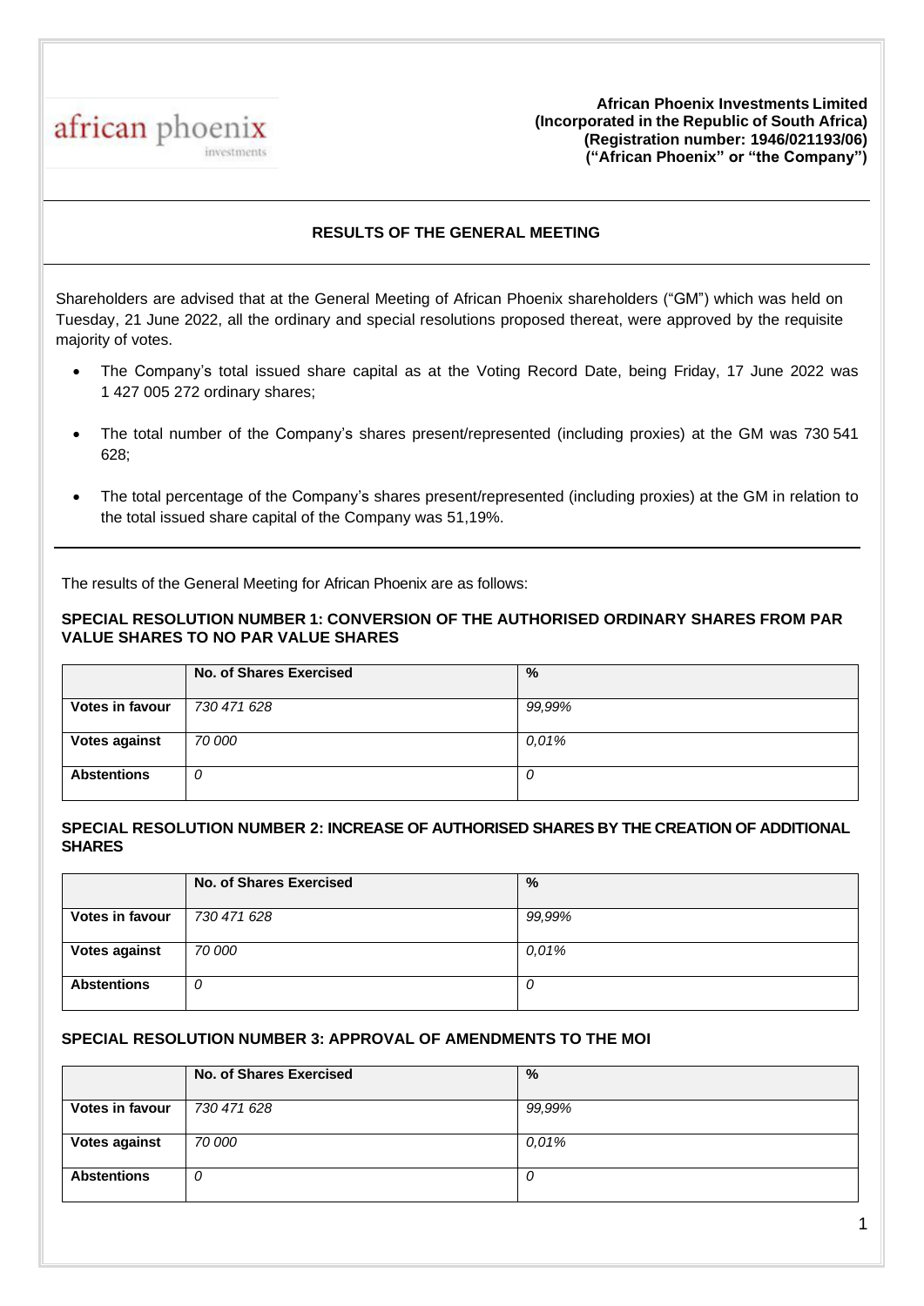african phoenix investments

**African Phoenix Investments Limited**
**(Incorporated in the Republic of South Africa)**
**(Registration number: 1946/021193/06)**
**("African Phoenix" or "the Company")**

## RESULTS OF THE GENERAL MEETING

Shareholders are advised that at the General Meeting of African Phoenix shareholders ("GM") which was held on Tuesday, 21 June 2022, all the ordinary and special resolutions proposed thereat, were approved by the requisite majority of votes.

- The Company's total issued share capital as at the Voting Record Date, being Friday, 17 June 2022 was 1 427 005 272 ordinary shares;
- The total number of the Company's shares present/represented (including proxies) at the GM was 730 541 628;
- The total percentage of the Company's shares present/represented (including proxies) at the GM in relation to the total issued share capital of the Company was 51,19%.

The results of the General Meeting for African Phoenix are as follows:

### SPECIAL RESOLUTION NUMBER 1: CONVERSION OF THE AUTHORISED ORDINARY SHARES FROM PAR VALUE SHARES TO NO PAR VALUE SHARES

| | No. of Shares Exercised | % |
|---|---|---|
| **Votes in favour** | *730 471 628* | *99,99%* |
| **Votes against** | *70 000* | *0,01%* |
| **Abstentions** | *0* | *0* |

### SPECIAL RESOLUTION NUMBER 2: INCREASE OF AUTHORISED SHARES BY THE CREATION OF ADDITIONAL SHARES

| | No. of Shares Exercised | % |
|---|---|---|
| **Votes in favour** | *730 471 628* | *99,99%* |
| **Votes against** | *70 000* | *0,01%* |
| **Abstentions** | *0* | *0* |

### SPECIAL RESOLUTION NUMBER 3: APPROVAL OF AMENDMENTS TO THE MOI

| | No. of Shares Exercised | % |
|---|---|---|
| **Votes in favour** | *730 471 628* | *99,99%* |
| **Votes against** | *70 000* | *0,01%* |
| **Abstentions** | *0* | *0* |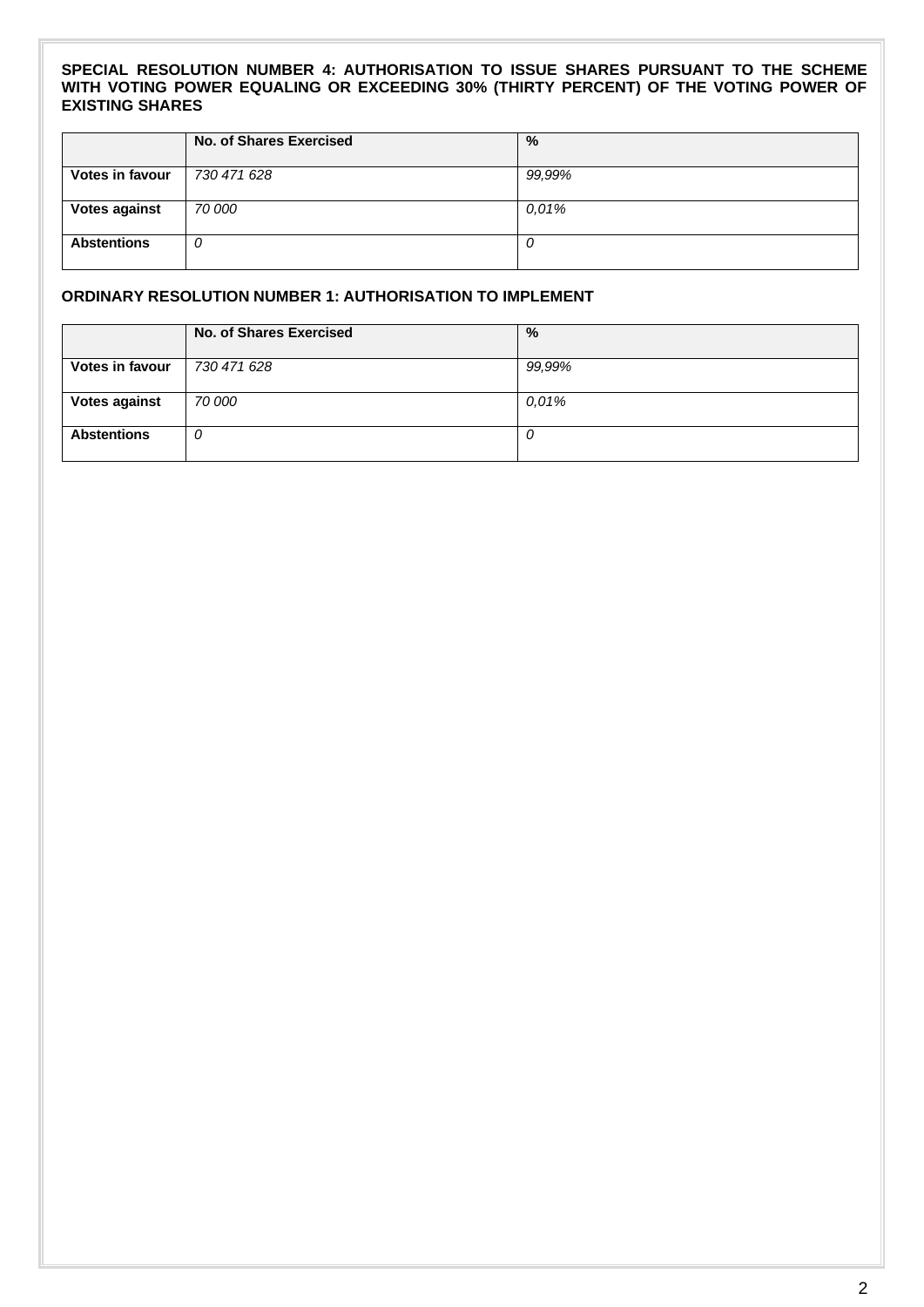**SPECIAL RESOLUTION NUMBER 4: AUTHORISATION TO ISSUE SHARES PURSUANT TO THE SCHEME WITH VOTING POWER EQUALING OR EXCEEDING 30% (THIRTY PERCENT) OF THE VOTING POWER OF EXISTING SHARES**

| | No. of Shares Exercised | % |
|---|---|---|
| **Votes in favour** | *730 471 628* | *99,99%* |
| **Votes against** | *70 000* | *0,01%* |
| **Abstentions** | *0* | *0* |

**ORDINARY RESOLUTION NUMBER 1: AUTHORISATION TO IMPLEMENT**

| | No. of Shares Exercised | % |
|---|---|---|
| **Votes in favour** | *730 471 628* | *99,99%* |
| **Votes against** | *70 000* | *0,01%* |
| **Abstentions** | *0* | *0* |